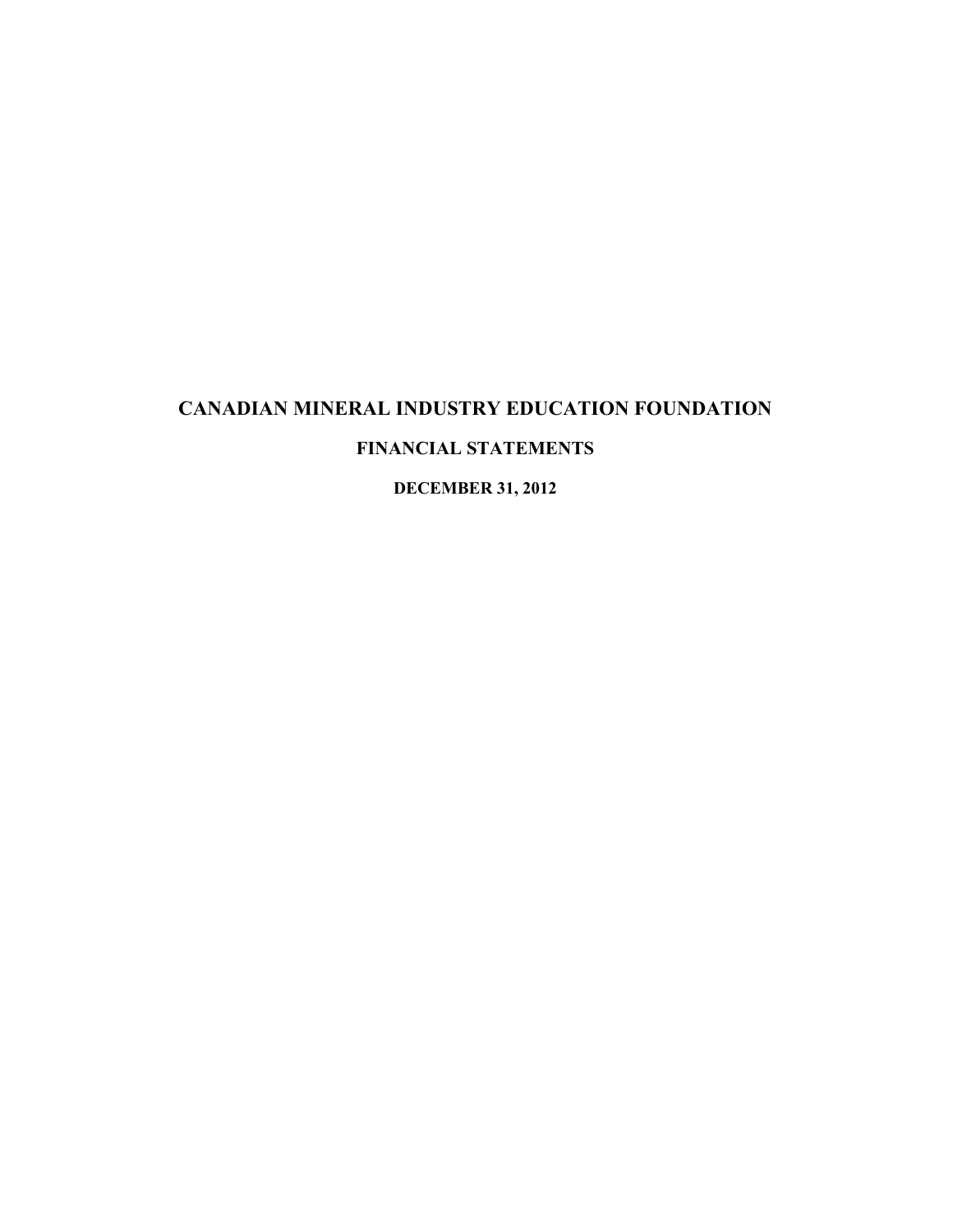# CANADIAN MINERAL INDUSTRY EDUCATION FOUNDATION

## FINANCIAL STATEMENTS

### DECEMBER 31, 2012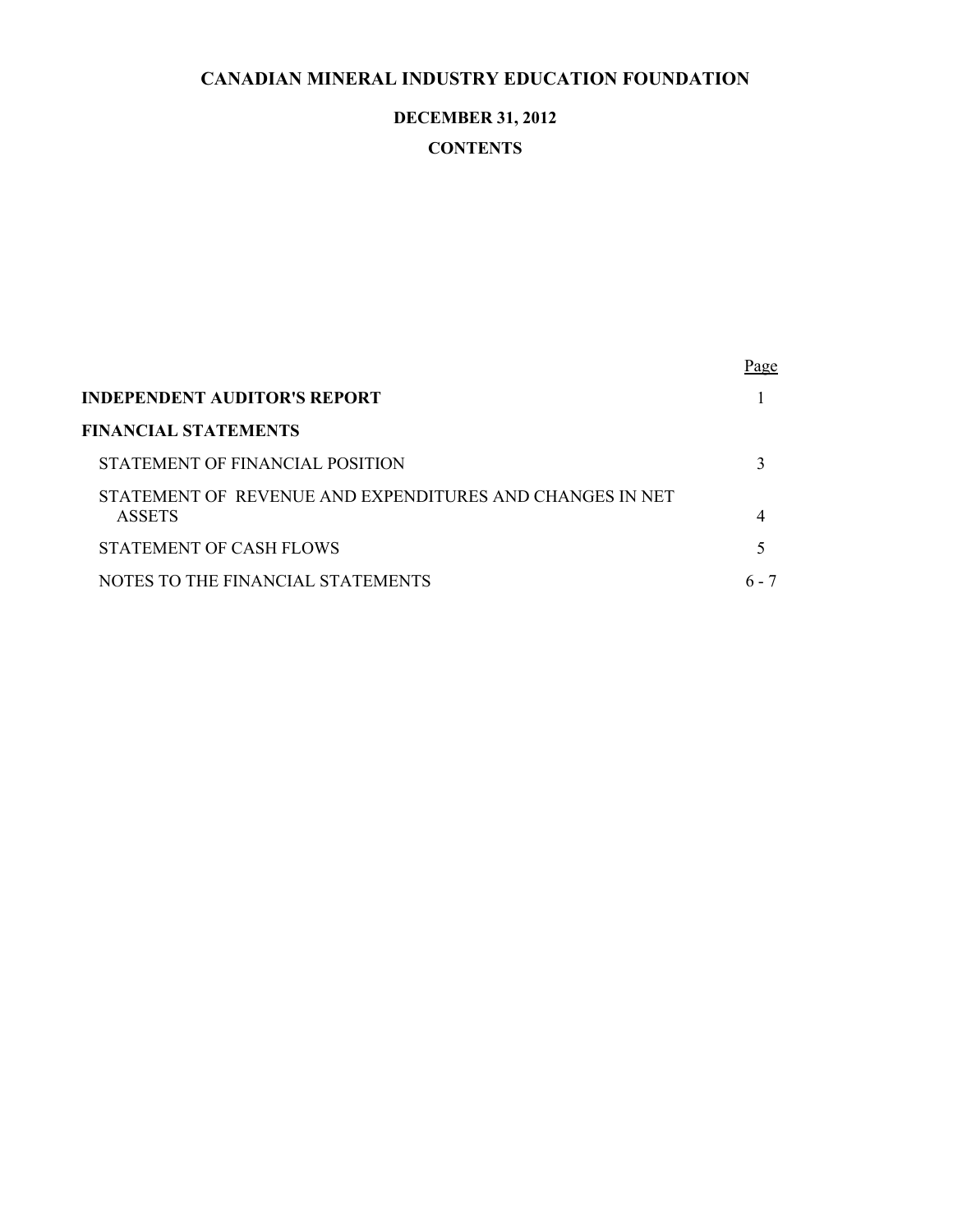# CANADIAN MINERAL INDUSTRY EDUCATION FOUNDATION

## DECEMBER 31, 2012

## CONTENTS

| | Page |
|---|---|
| **INDEPENDENT AUDITOR'S REPORT** | 1 |
| **FINANCIAL STATEMENTS** | |
| STATEMENT OF FINANCIAL POSITION | 3 |
| STATEMENT OF REVENUE AND EXPENDITURES AND CHANGES IN NET ASSETS | 4 |
| STATEMENT OF CASH FLOWS | 5 |
| NOTES TO THE FINANCIAL STATEMENTS | 6 - 7 |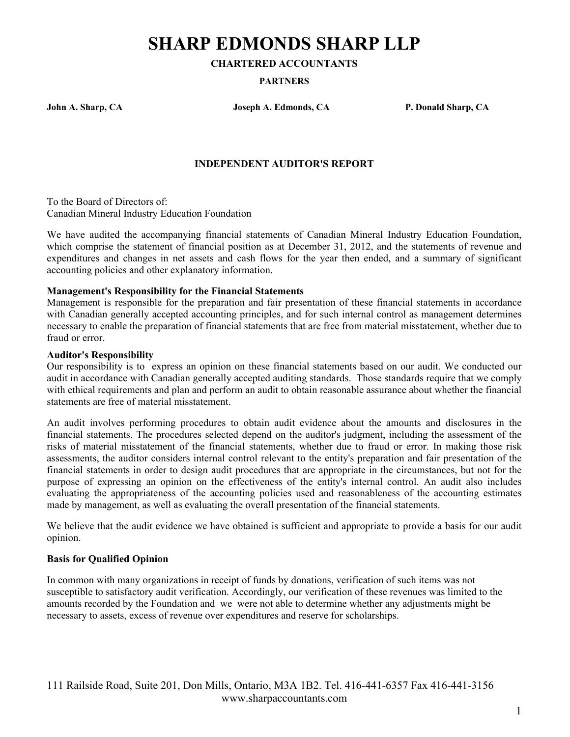# SHARP EDMONDS SHARP LLP

**CHARTERED ACCOUNTANTS**

**PARTNERS**

**John A. Sharp, CA** **Joseph A. Edmonds, CA** **P. Donald Sharp, CA**

## INDEPENDENT AUDITOR'S REPORT

To the Board of Directors of:
Canadian Mineral Industry Education Foundation

We have audited the accompanying financial statements of Canadian Mineral Industry Education Foundation, which comprise the statement of financial position as at December 31, 2012, and the statements of revenue and expenditures and changes in net assets and cash flows for the year then ended, and a summary of significant accounting policies and other explanatory information.

**Management's Responsibility for the Financial Statements**
Management is responsible for the preparation and fair presentation of these financial statements in accordance with Canadian generally accepted accounting principles, and for such internal control as management determines necessary to enable the preparation of financial statements that are free from material misstatement, whether due to fraud or error.

**Auditor's Responsibility**
Our responsibility is to express an opinion on these financial statements based on our audit. We conducted our audit in accordance with Canadian generally accepted auditing standards. Those standards require that we comply with ethical requirements and plan and perform an audit to obtain reasonable assurance about whether the financial statements are free of material misstatement.

An audit involves performing procedures to obtain audit evidence about the amounts and disclosures in the financial statements. The procedures selected depend on the auditor's judgment, including the assessment of the risks of material misstatement of the financial statements, whether due to fraud or error. In making those risk assessments, the auditor considers internal control relevant to the entity's preparation and fair presentation of the financial statements in order to design audit procedures that are appropriate in the circumstances, but not for the purpose of expressing an opinion on the effectiveness of the entity's internal control. An audit also includes evaluating the appropriateness of the accounting policies used and reasonableness of the accounting estimates made by management, as well as evaluating the overall presentation of the financial statements.

We believe that the audit evidence we have obtained is sufficient and appropriate to provide a basis for our audit opinion.

**Basis for Qualified Opinion**

In common with many organizations in receipt of funds by donations, verification of such items was not susceptible to satisfactory audit verification. Accordingly, our verification of these revenues was limited to the amounts recorded by the Foundation and we were not able to determine whether any adjustments might be necessary to assets, excess of revenue over expenditures and reserve for scholarships.

111 Railside Road, Suite 201, Don Mills, Ontario, M3A 1B2. Tel. 416-441-6357 Fax 416-441-3156
www.sharpaccountants.com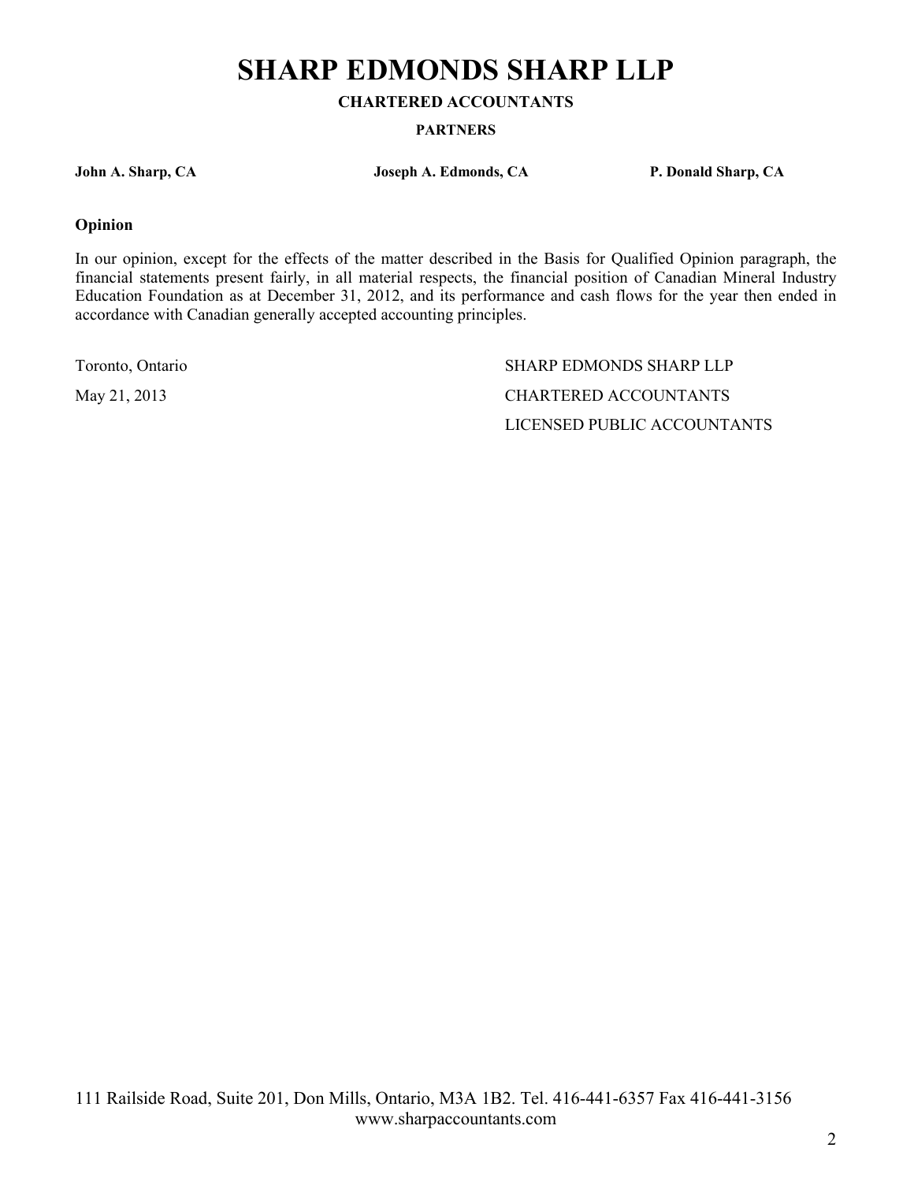# SHARP EDMONDS SHARP LLP

**CHARTERED ACCOUNTANTS**

**PARTNERS**

**John A. Sharp, CA** **Joseph A. Edmonds, CA** **P. Donald Sharp, CA**

### Opinion

In our opinion, except for the effects of the matter described in the Basis for Qualified Opinion paragraph, the financial statements present fairly, in all material respects, the financial position of Canadian Mineral Industry Education Foundation as at December 31, 2012, and its performance and cash flows for the year then ended in accordance with Canadian generally accepted accounting principles.

Toronto, Ontario
May 21, 2013

SHARP EDMONDS SHARP LLP
CHARTERED ACCOUNTANTS
LICENSED PUBLIC ACCOUNTANTS

111 Railside Road, Suite 201, Don Mills, Ontario, M3A 1B2. Tel. 416-441-6357 Fax 416-441-3156
www.sharpaccountants.com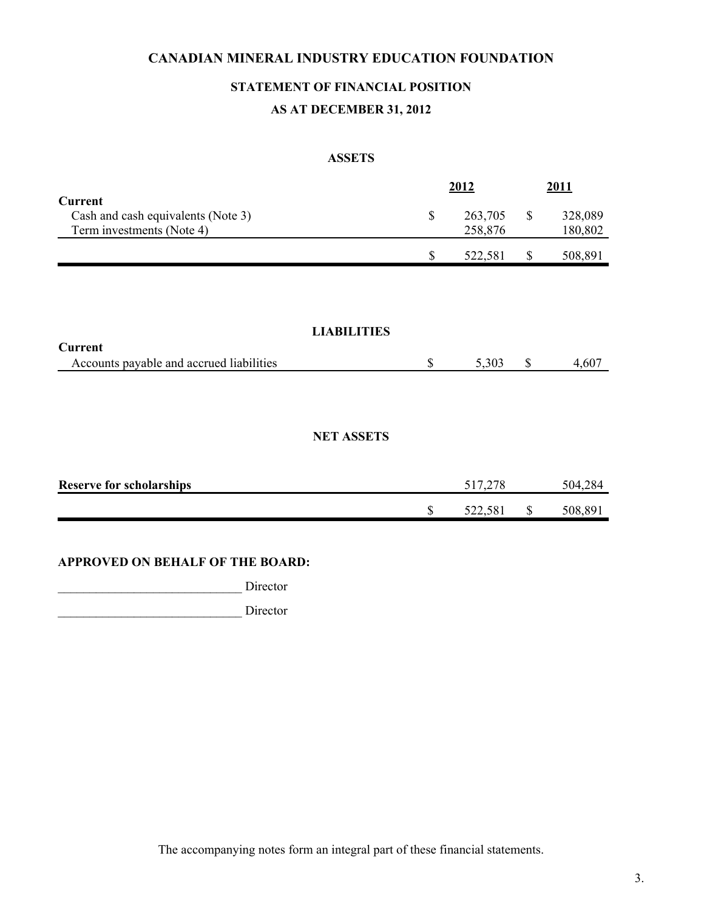# CANADIAN MINERAL INDUSTRY EDUCATION FOUNDATION

## STATEMENT OF FINANCIAL POSITION

### AS AT DECEMBER 31, 2012

#### ASSETS

| | 2012 | 2011 |
|---|---|---|
| **Current** | | |
| Cash and cash equivalents (Note 3) | $ 263,705 | $ 328,089 |
| Term investments (Note 4) | 258,876 | 180,802 |
| | $ 522,581 | $ 508,891 |

#### LIABILITIES

| | 2012 | 2011 |
|---|---|---|
| **Current** | | |
| Accounts payable and accrued liabilities | $ 5,303 | $ 4,607 |

#### NET ASSETS

| | 2012 | 2011 |
|---|---|---|
| **Reserve for scholarships** | 517,278 | 504,284 |
| | $ 522,581 | $ 508,891 |

**APPROVED ON BEHALF OF THE BOARD:**

_____________________________ Director

_____________________________ Director

The accompanying notes form an integral part of these financial statements.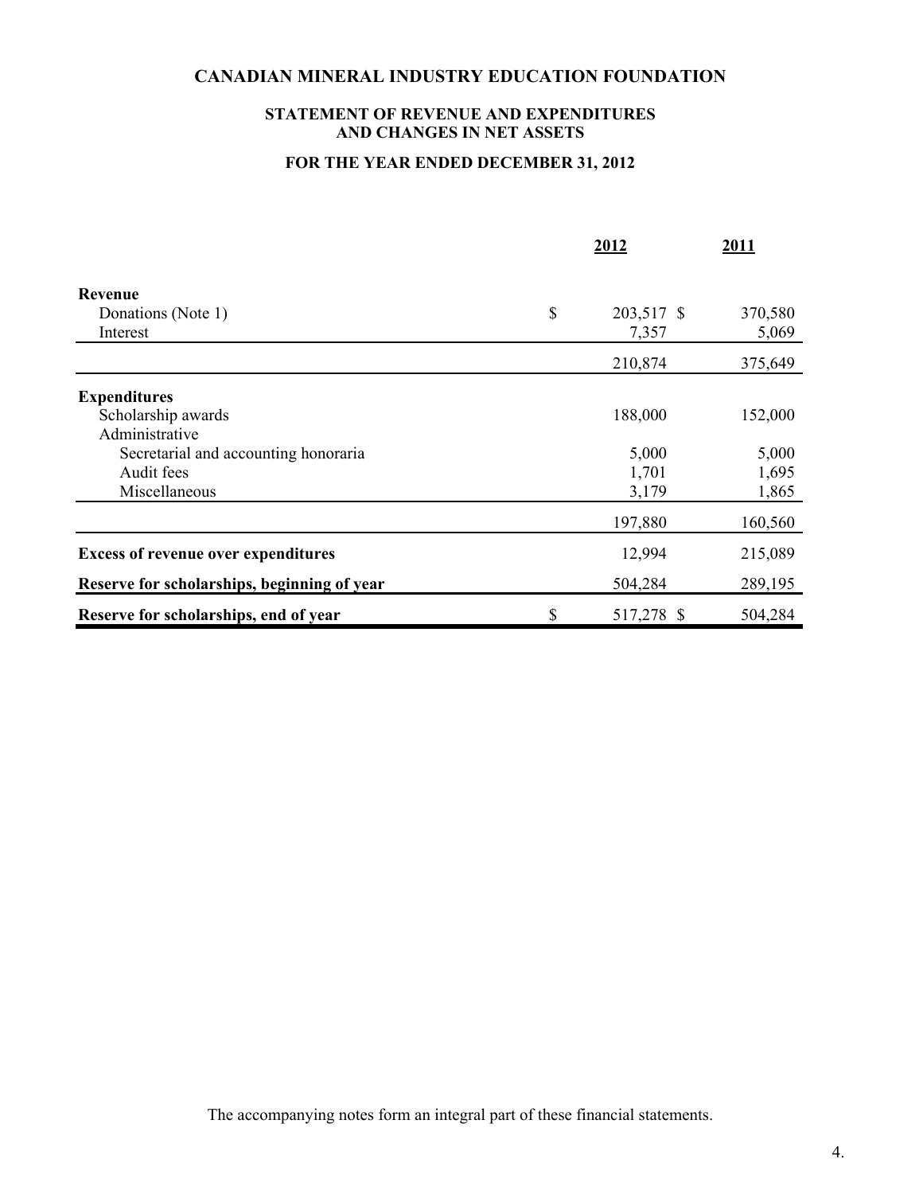# CANADIAN MINERAL INDUSTRY EDUCATION FOUNDATION

## STATEMENT OF REVENUE AND EXPENDITURES AND CHANGES IN NET ASSETS

### FOR THE YEAR ENDED DECEMBER 31, 2012

| | 2012 | 2011 |
|---|---|---|
| **Revenue** | | |
| Donations (Note 1) | $ 203,517 | $ 370,580 |
| Interest | 7,357 | 5,069 |
| | 210,874 | 375,649 |
| **Expenditures** | | |
| Scholarship awards | 188,000 | 152,000 |
| Administrative | | |
| Secretarial and accounting honoraria | 5,000 | 5,000 |
| Audit fees | 1,701 | 1,695 |
| Miscellaneous | 3,179 | 1,865 |
| | 197,880 | 160,560 |
| **Excess of revenue over expenditures** | 12,994 | 215,089 |
| **Reserve for scholarships, beginning of year** | 504,284 | 289,195 |
| **Reserve for scholarships, end of year** | $ 517,278 | $ 504,284 |

The accompanying notes form an integral part of these financial statements.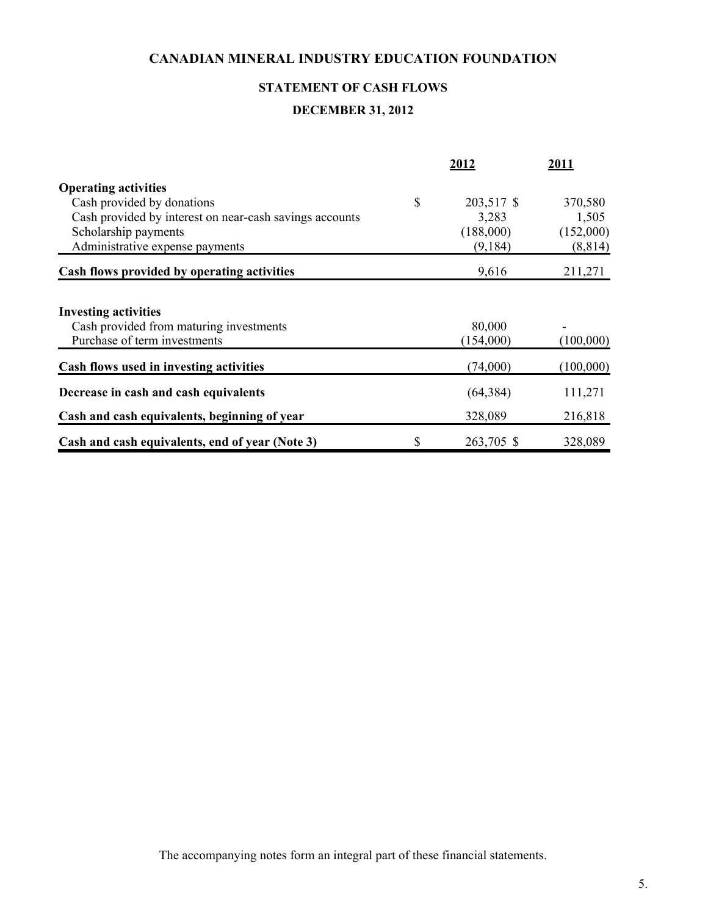# CANADIAN MINERAL INDUSTRY EDUCATION FOUNDATION

## STATEMENT OF CASH FLOWS

### DECEMBER 31, 2012

| | 2012 | 2011 |
|---|---|---|
| **Operating activities** | | |
| Cash provided by donations | $ 203,517 | $ 370,580 |
| Cash provided by interest on near-cash savings accounts | 3,283 | 1,505 |
| Scholarship payments | (188,000) | (152,000) |
| Administrative expense payments | (9,184) | (8,814) |
| **Cash flows provided by operating activities** | 9,616 | 211,271 |
| **Investing activities** | | |
| Cash provided from maturing investments | 80,000 | - |
| Purchase of term investments | (154,000) | (100,000) |
| **Cash flows used in investing activities** | (74,000) | (100,000) |
| **Decrease in cash and cash equivalents** | (64,384) | 111,271 |
| **Cash and cash equivalents, beginning of year** | 328,089 | 216,818 |
| **Cash and cash equivalents, end of year (Note 3)** | $ 263,705 | $ 328,089 |

The accompanying notes form an integral part of these financial statements.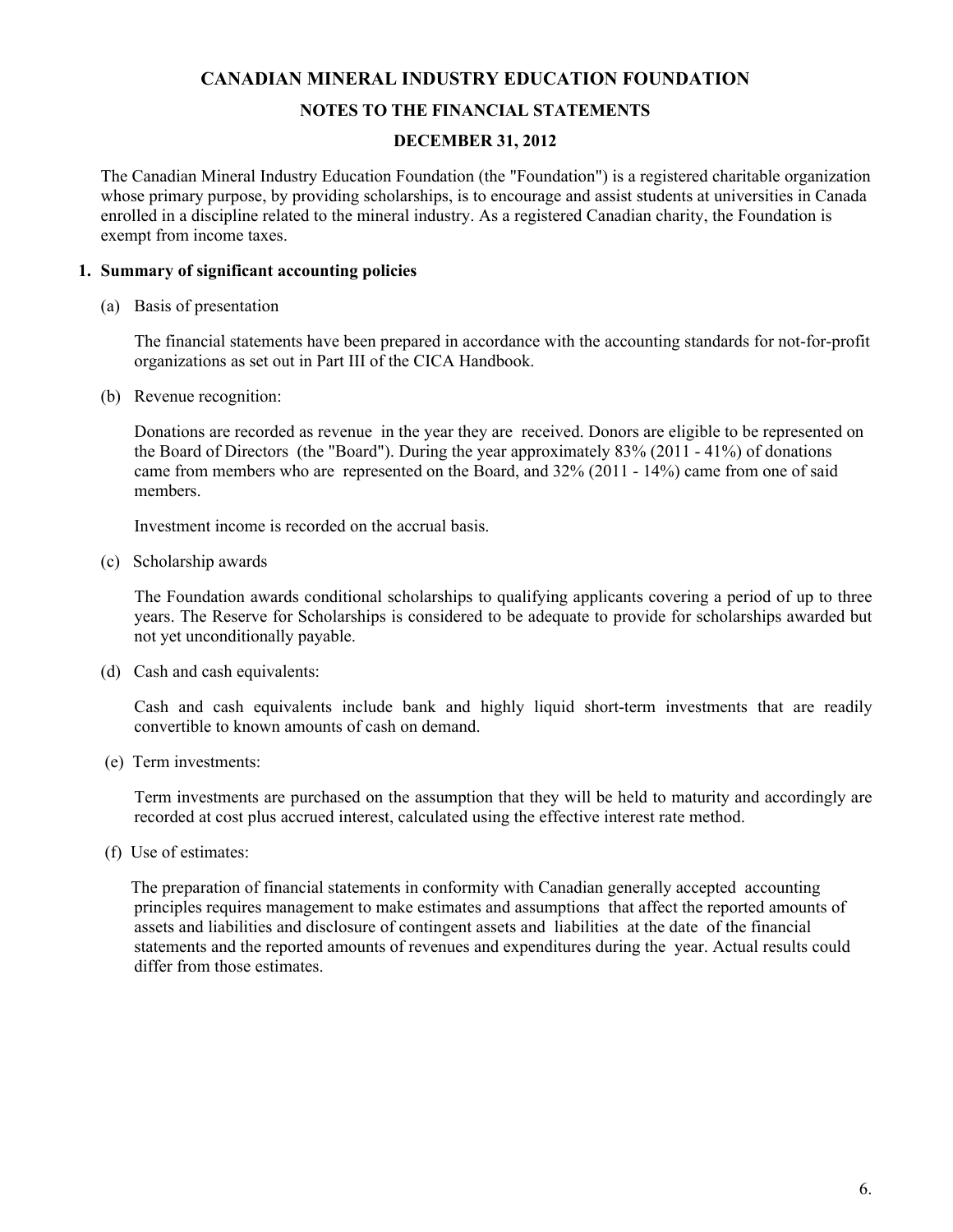# CANADIAN MINERAL INDUSTRY EDUCATION FOUNDATION

## NOTES TO THE FINANCIAL STATEMENTS

## DECEMBER 31, 2012

The Canadian Mineral Industry Education Foundation (the "Foundation") is a registered charitable organization whose primary purpose, by providing scholarships, is to encourage and assist students at universities in Canada enrolled in a discipline related to the mineral industry. As a registered Canadian charity, the Foundation is exempt from income taxes.

### 1. Summary of significant accounting policies

(a) Basis of presentation

The financial statements have been prepared in accordance with the accounting standards for not-for-profit organizations as set out in Part III of the CICA Handbook.

(b) Revenue recognition:

Donations are recorded as revenue in the year they are received. Donors are eligible to be represented on the Board of Directors (the "Board"). During the year approximately 83% (2011 - 41%) of donations came from members who are represented on the Board, and 32% (2011 - 14%) came from one of said members.

Investment income is recorded on the accrual basis.

(c) Scholarship awards

The Foundation awards conditional scholarships to qualifying applicants covering a period of up to three years. The Reserve for Scholarships is considered to be adequate to provide for scholarships awarded but not yet unconditionally payable.

(d) Cash and cash equivalents:

Cash and cash equivalents include bank and highly liquid short-term investments that are readily convertible to known amounts of cash on demand.

(e) Term investments:

Term investments are purchased on the assumption that they will be held to maturity and accordingly are recorded at cost plus accrued interest, calculated using the effective interest rate method.

(f) Use of estimates:

The preparation of financial statements in conformity with Canadian generally accepted accounting principles requires management to make estimates and assumptions that affect the reported amounts of assets and liabilities and disclosure of contingent assets and liabilities at the date of the financial statements and the reported amounts of revenues and expenditures during the year. Actual results could differ from those estimates.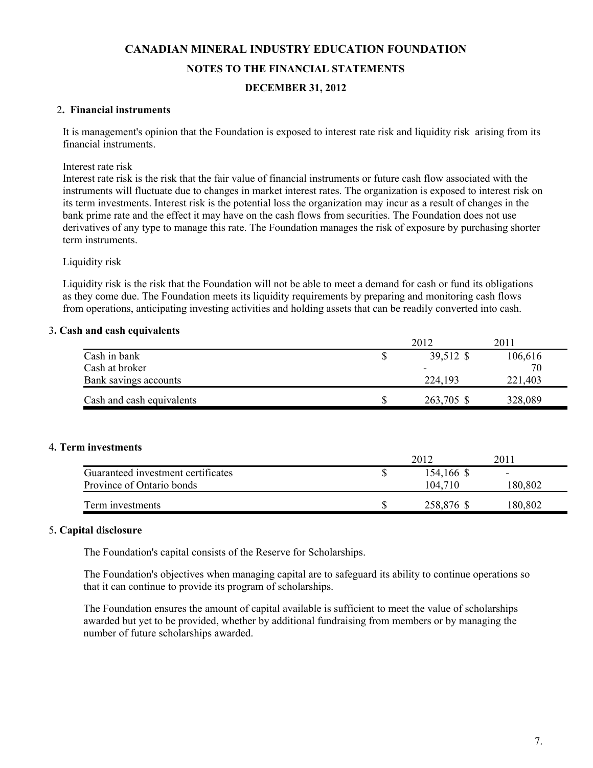# CANADIAN MINERAL INDUSTRY EDUCATION FOUNDATION

## NOTES TO THE FINANCIAL STATEMENTS

### DECEMBER 31, 2012

**2. Financial instruments**

It is management's opinion that the Foundation is exposed to interest rate risk and liquidity risk arising from its financial instruments.

Interest rate risk

Interest rate risk is the risk that the fair value of financial instruments or future cash flow associated with the instruments will fluctuate due to changes in market interest rates. The organization is exposed to interest risk on its term investments. Interest risk is the potential loss the organization may incur as a result of changes in the bank prime rate and the effect it may have on the cash flows from securities. The Foundation does not use derivatives of any type to manage this rate. The Foundation manages the risk of exposure by purchasing shorter term instruments.

Liquidity risk

Liquidity risk is the risk that the Foundation will not be able to meet a demand for cash or fund its obligations as they come due. The Foundation meets its liquidity requirements by preparing and monitoring cash flows from operations, anticipating investing activities and holding assets that can be readily converted into cash.

**3. Cash and cash equivalents**

| | | 2012 | 2011 |
|---|---|---|---|
| Cash in bank | $ | 39,512 $ | 106,616 |
| Cash at broker | | - | 70 |
| Bank savings accounts | | 224,193 | 221,403 |
| Cash and cash equivalents | $ | 263,705 $ | 328,089 |

**4. Term investments**

| | | 2012 | 2011 |
|---|---|---|---|
| Guaranteed investment certificates | $ | 154,166 $ | - |
| Province of Ontario bonds | | 104,710 | 180,802 |
| Term investments | $ | 258,876 $ | 180,802 |

**5. Capital disclosure**

The Foundation's capital consists of the Reserve for Scholarships.

The Foundation's objectives when managing capital are to safeguard its ability to continue operations so that it can continue to provide its program of scholarships.

The Foundation ensures the amount of capital available is sufficient to meet the value of scholarships awarded but yet to be provided, whether by additional fundraising from members or by managing the number of future scholarships awarded.